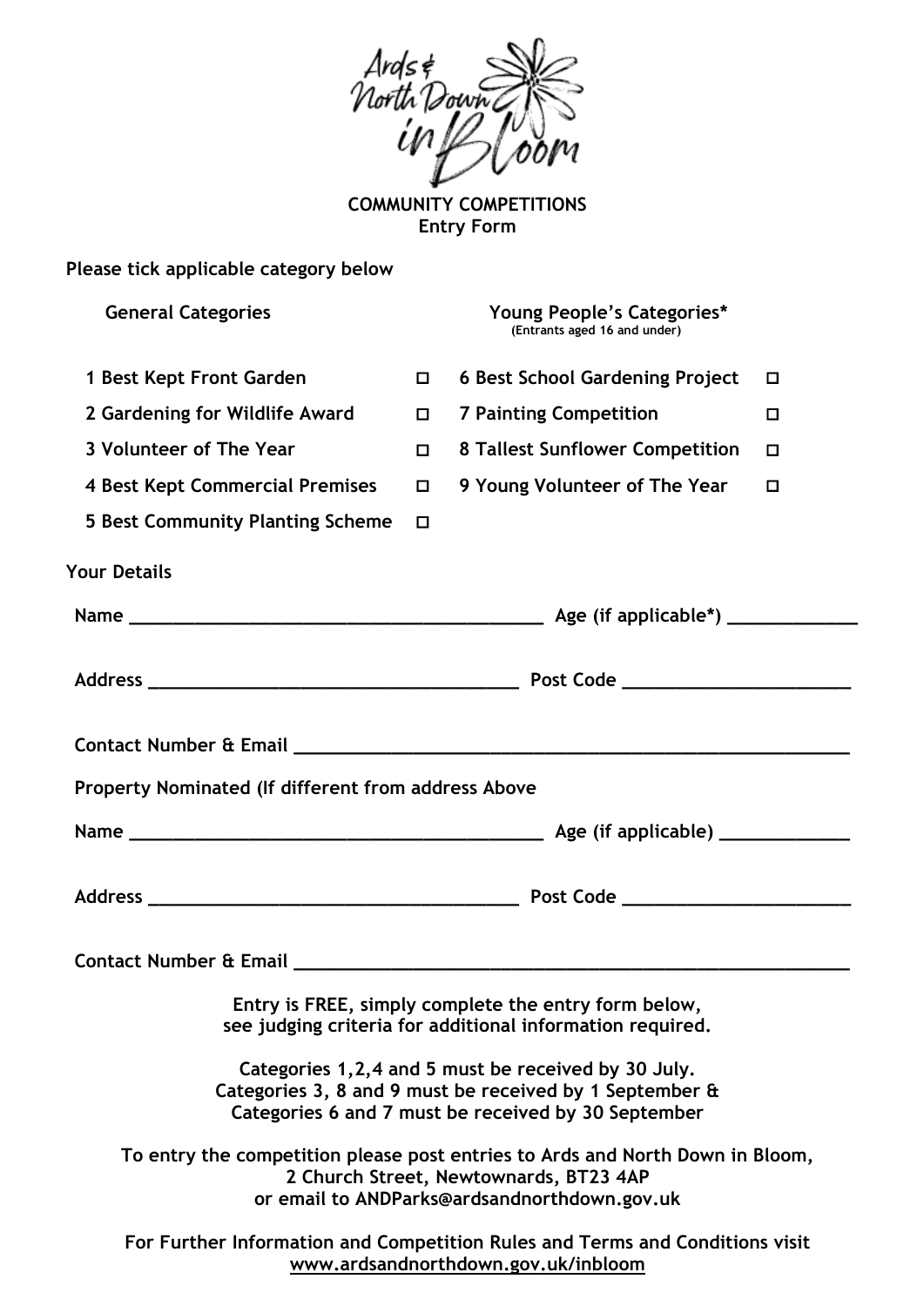Ards & North Down in Bloom

**COMMUNITY COMPETITIONS**
**Entry Form**

**Please tick applicable category below**

| General Categories | | Young People's Categories* (Entrants aged 16 and under) | |
|---|---|---|---|
| 1 Best Kept Front Garden | ☐ | 6 Best School Gardening Project | ☐ |
| 2 Gardening for Wildlife Award | ☐ | 7 Painting Competition | ☐ |
| 3 Volunteer of The Year | ☐ | 8 Tallest Sunflower Competition | ☐ |
| 4 Best Kept Commercial Premises | ☐ | 9 Young Volunteer of The Year | ☐ |
| 5 Best Community Planting Scheme | ☐ | | |

**Your Details**

**Name** ________________________________________ **Age (if applicable*)** ____________

**Address** ____________________________________ **Post Code** ______________________

**Contact Number & Email** ________________________________________________________

**Property Nominated (If different from address Above**

**Name** ________________________________________ **Age (if applicable)** ____________

**Address** ____________________________________ **Post Code** ______________________

**Contact Number & Email** ________________________________________________________

**Entry is FREE, simply complete the entry form below, see judging criteria for additional information required.**

**Categories 1,2,4 and 5 must be received by 30 July.**
**Categories 3, 8 and 9 must be received by 1 September &**
**Categories 6 and 7 must be received by 30 September**

**To entry the competition please post entries to Ards and North Down in Bloom, 2 Church Street, Newtownards, BT23 4AP or email to ANDParks@ardsandnorthdown.gov.uk**

**For Further Information and Competition Rules and Terms and Conditions visit www.ardsandnorthdown.gov.uk/inbloom**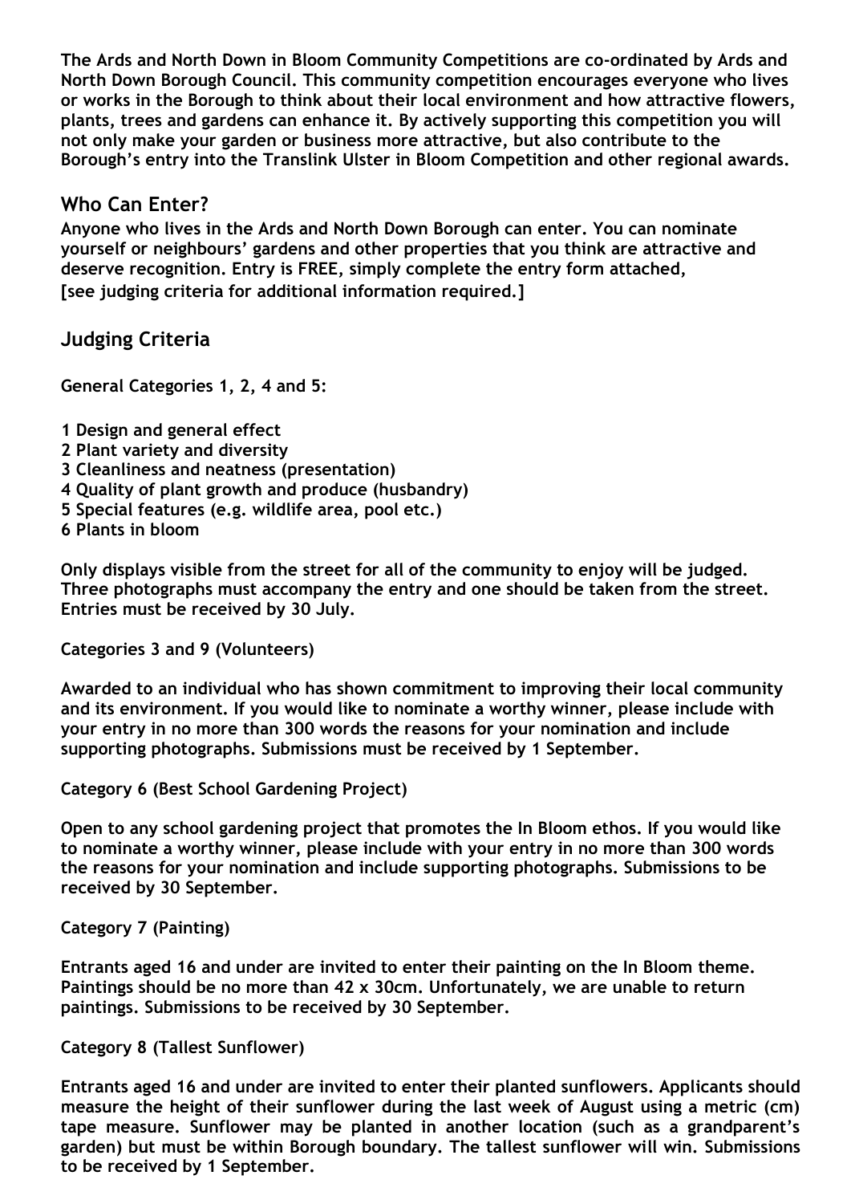**The Ards and North Down in Bloom Community Competitions are co-ordinated by Ards and North Down Borough Council. This community competition encourages everyone who lives or works in the Borough to think about their local environment and how attractive flowers, plants, trees and gardens can enhance it. By actively supporting this competition you will not only make your garden or business more attractive, but also contribute to the Borough's entry into the Translink Ulster in Bloom Competition and other regional awards.**

## Who Can Enter?

**Anyone who lives in the Ards and North Down Borough can enter. You can nominate yourself or neighbours' gardens and other properties that you think are attractive and deserve recognition. Entry is FREE, simply complete the entry form attached, [see judging criteria for additional information required.]**

## Judging Criteria

**General Categories 1, 2, 4 and 5:**

**1 Design and general effect**
**2 Plant variety and diversity**
**3 Cleanliness and neatness (presentation)**
**4 Quality of plant growth and produce (husbandry)**
**5 Special features (e.g. wildlife area, pool etc.)**
**6 Plants in bloom**

**Only displays visible from the street for all of the community to enjoy will be judged. Three photographs must accompany the entry and one should be taken from the street. Entries must be received by 30 July.**

**Categories 3 and 9 (Volunteers)**

**Awarded to an individual who has shown commitment to improving their local community and its environment. If you would like to nominate a worthy winner, please include with your entry in no more than 300 words the reasons for your nomination and include supporting photographs. Submissions must be received by 1 September.**

**Category 6 (Best School Gardening Project)**

**Open to any school gardening project that promotes the In Bloom ethos. If you would like to nominate a worthy winner, please include with your entry in no more than 300 words the reasons for your nomination and include supporting photographs. Submissions to be received by 30 September.**

**Category 7 (Painting)**

**Entrants aged 16 and under are invited to enter their painting on the In Bloom theme. Paintings should be no more than 42 x 30cm. Unfortunately, we are unable to return paintings. Submissions to be received by 30 September.**

**Category 8 (Tallest Sunflower)**

**Entrants aged 16 and under are invited to enter their planted sunflowers. Applicants should measure the height of their sunflower during the last week of August using a metric (cm) tape measure. Sunflower may be planted in another location (such as a grandparent's garden) but must be within Borough boundary. The tallest sunflower will win. Submissions to be received by 1 September.**